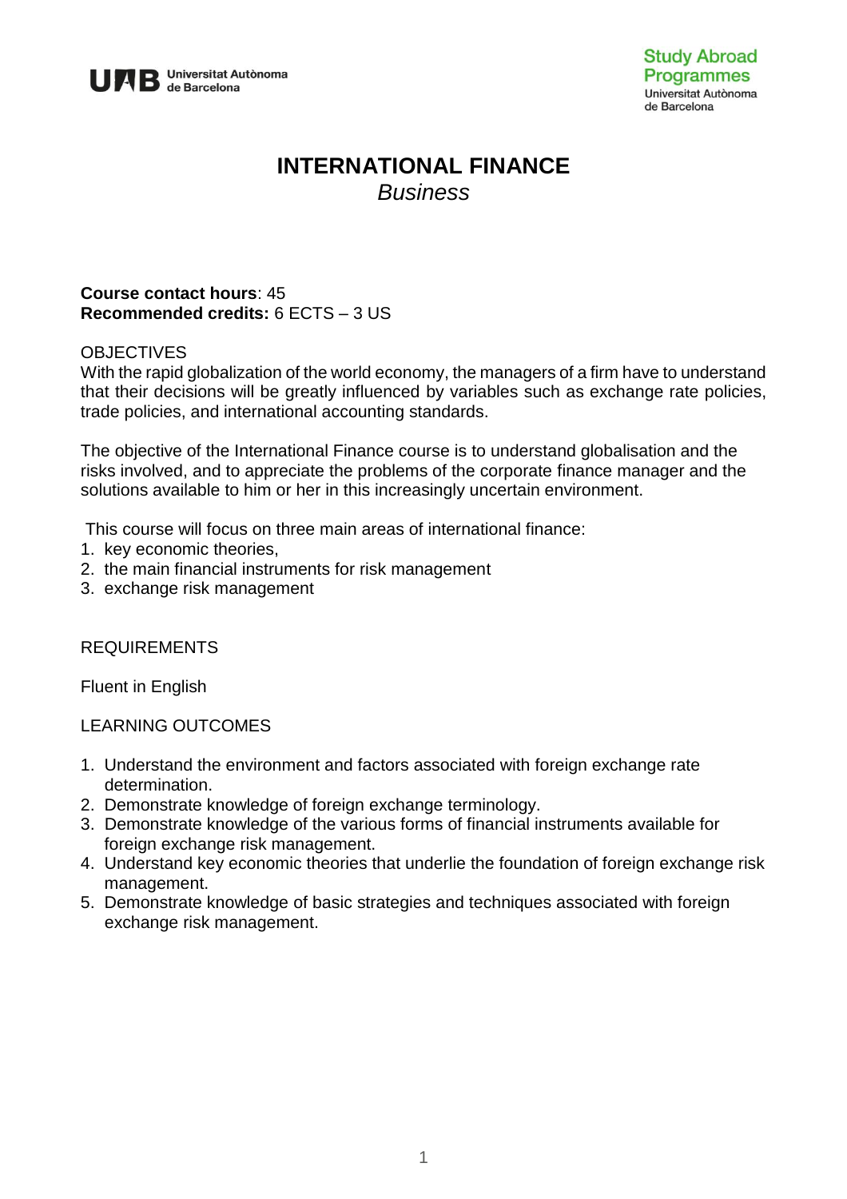# INTERNATIONAL FINANCE

*Business*

**Course contact hours**: 45
**Recommended credits:** 6 ECTS – 3 US

## OBJECTIVES

With the rapid globalization of the world economy, the managers of a firm have to understand that their decisions will be greatly influenced by variables such as exchange rate policies, trade policies, and international accounting standards.

The objective of the International Finance course is to understand globalisation and the risks involved, and to appreciate the problems of the corporate finance manager and the solutions available to him or her in this increasingly uncertain environment.

This course will focus on three main areas of international finance:

1. key economic theories,
2. the main financial instruments for risk management
3. exchange risk management

## REQUIREMENTS

Fluent in English

## LEARNING OUTCOMES

1. Understand the environment and factors associated with foreign exchange rate determination.
2. Demonstrate knowledge of foreign exchange terminology.
3. Demonstrate knowledge of the various forms of financial instruments available for foreign exchange risk management.
4. Understand key economic theories that underlie the foundation of foreign exchange risk management.
5. Demonstrate knowledge of basic strategies and techniques associated with foreign exchange risk management.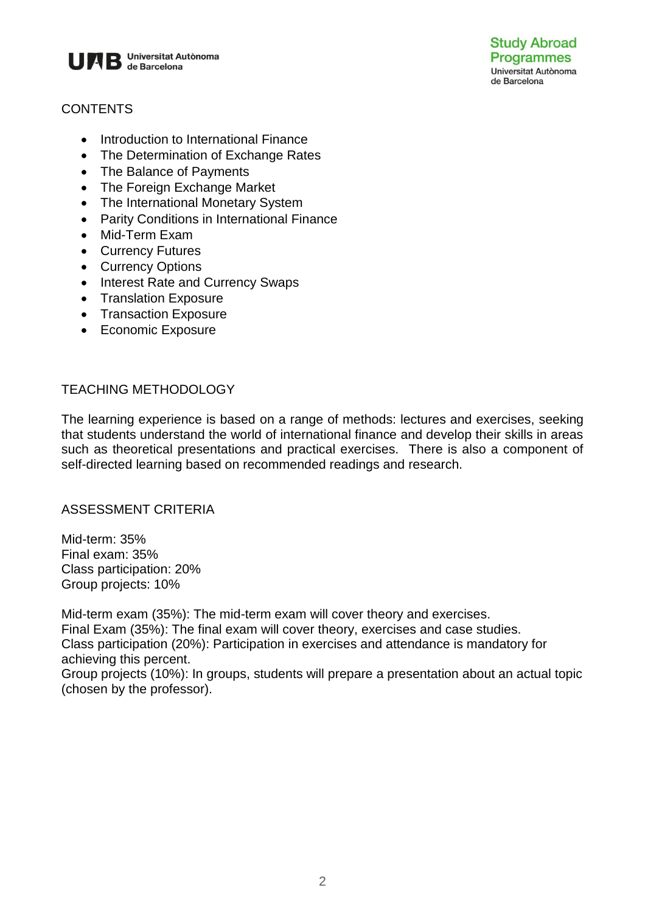## CONTENTS

- Introduction to International Finance
- The Determination of Exchange Rates
- The Balance of Payments
- The Foreign Exchange Market
- The International Monetary System
- Parity Conditions in International Finance
- Mid-Term Exam
- Currency Futures
- Currency Options
- Interest Rate and Currency Swaps
- Translation Exposure
- Transaction Exposure
- Economic Exposure

## TEACHING METHODOLOGY

The learning experience is based on a range of methods: lectures and exercises, seeking that students understand the world of international finance and develop their skills in areas such as theoretical presentations and practical exercises. There is also a component of self-directed learning based on recommended readings and research.

## ASSESSMENT CRITERIA

Mid-term: 35%
Final exam: 35%
Class participation: 20%
Group projects: 10%

Mid-term exam (35%): The mid-term exam will cover theory and exercises.
Final Exam (35%): The final exam will cover theory, exercises and case studies.
Class participation (20%): Participation in exercises and attendance is mandatory for achieving this percent.
Group projects (10%): In groups, students will prepare a presentation about an actual topic (chosen by the professor).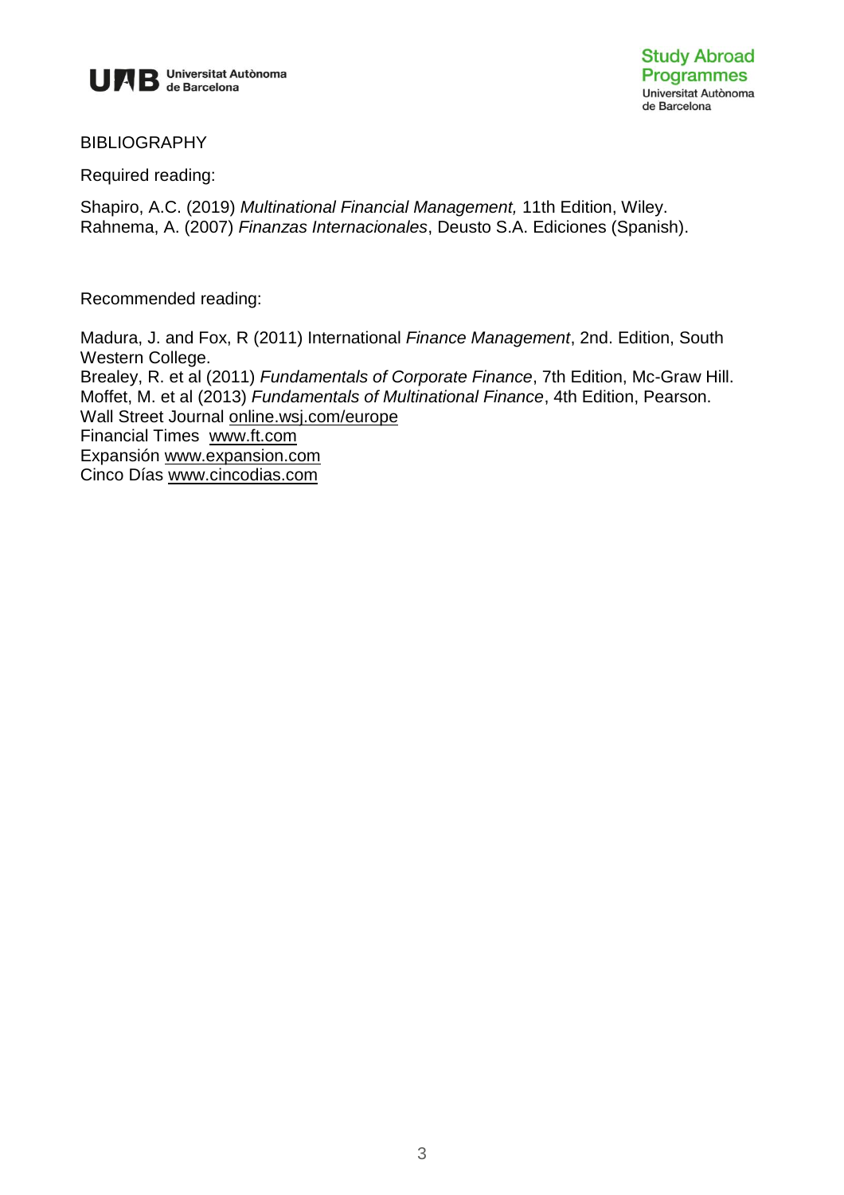BIBLIOGRAPHY

Required reading:

Shapiro, A.C. (2019) *Multinational Financial Management,* 11th Edition, Wiley.
Rahnema, A. (2007) *Finanzas Internacionales*, Deusto S.A. Ediciones (Spanish).

Recommended reading:

Madura, J. and Fox, R (2011) International *Finance Management*, 2nd. Edition, South Western College.
Brealey, R. et al (2011) *Fundamentals of Corporate Finance*, 7th Edition, Mc-Graw Hill.
Moffet, M. et al (2013) *Fundamentals of Multinational Finance*, 4th Edition, Pearson.
Wall Street Journal online.wsj.com/europe
Financial Times www.ft.com
Expansión www.expansion.com
Cinco Días www.cincodias.com